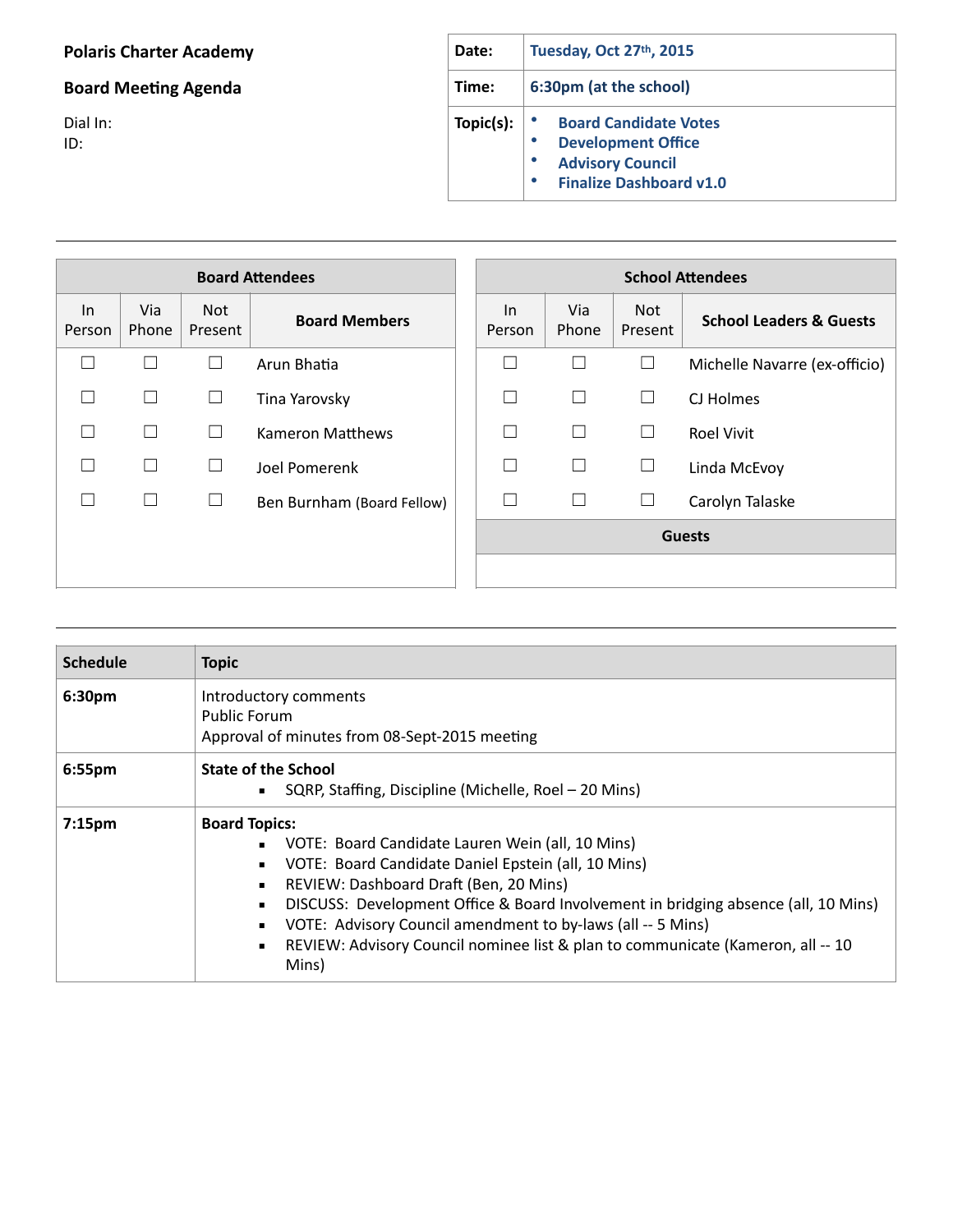**Polaris Charter Academy**

**Board Meeting Agenda**

Dial In:
ID:

| | |
|---|---|
| **Date:** | **Tuesday, Oct 27th, 2015** |
| **Time:** | **6:30pm (at the school)** |
| **Topic(s):** | • **Board Candidate Votes**<br>• **Development Office**<br>• **Advisory Council**<br>• **Finalize Dashboard v1.0** |

| **Board Attendees** | | | |
|---|---|---|---|
| In Person | Via Phone | Not Present | **Board Members** |
| ☐ | ☐ | ☐ | Arun Bhatia |
| ☐ | ☐ | ☐ | Tina Yarovsky |
| ☐ | ☐ | ☐ | Kameron Matthews |
| ☐ | ☐ | ☐ | Joel Pomerenk |
| ☐ | ☐ | ☐ | Ben Burnham (Board Fellow) |

| **School Attendees** | | | |
|---|---|---|---|
| In Person | Via Phone | Not Present | **School Leaders & Guests** |
| ☐ | ☐ | ☐ | Michelle Navarre (ex-officio) |
| ☐ | ☐ | ☐ | CJ Holmes |
| ☐ | ☐ | ☐ | Roel Vivit |
| ☐ | ☐ | ☐ | Linda McEvoy |
| ☐ | ☐ | ☐ | Carolyn Talaske |
| **Guests** | | | |
| | | | |

| **Schedule** | **Topic** |
|---|---|
| **6:30pm** | Introductory comments<br>Public Forum<br>Approval of minutes from 08-Sept-2015 meeting |
| **6:55pm** | **State of the School**<br>▪ SQRP, Staffing, Discipline (Michelle, Roel – 20 Mins) |
| **7:15pm** | **Board Topics:**<br>▪ VOTE: Board Candidate Lauren Wein (all, 10 Mins)<br>▪ VOTE: Board Candidate Daniel Epstein (all, 10 Mins)<br>▪ REVIEW: Dashboard Draft (Ben, 20 Mins)<br>▪ DISCUSS: Development Office & Board Involvement in bridging absence (all, 10 Mins)<br>▪ VOTE: Advisory Council amendment to by-laws (all -- 5 Mins)<br>▪ REVIEW: Advisory Council nominee list & plan to communicate (Kameron, all -- 10 Mins) |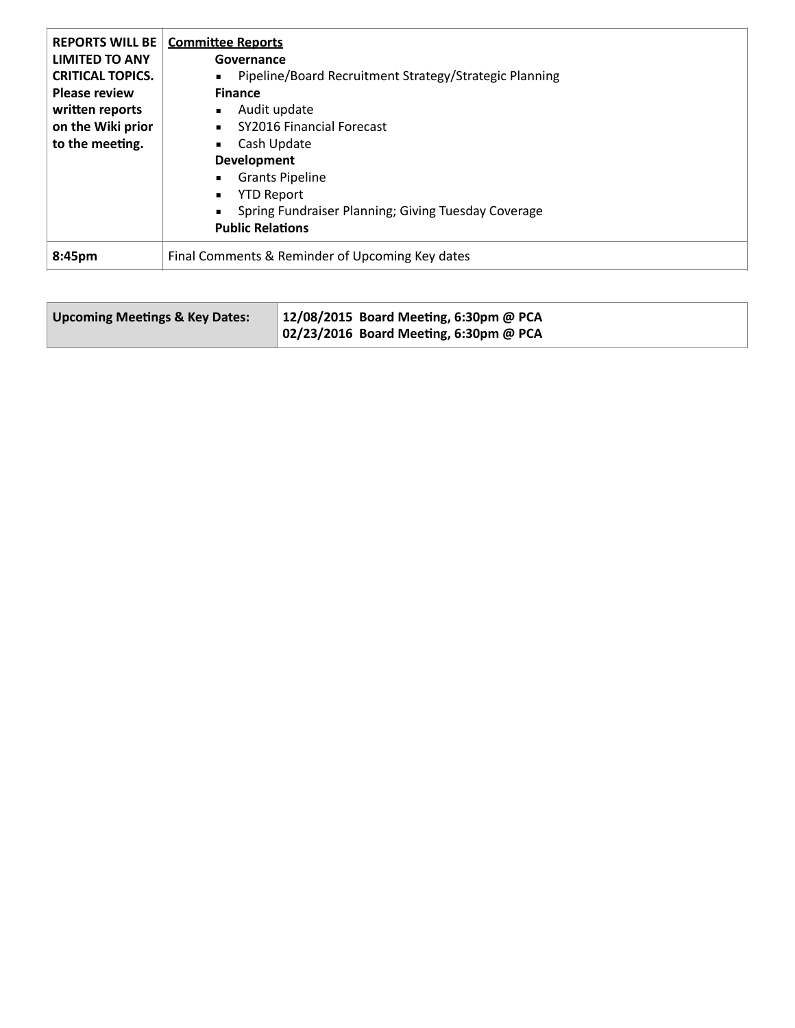| | |
|---|---|
| **REPORTS WILL BE LIMITED TO ANY CRITICAL TOPICS. Please review written reports on the Wiki prior to the meeting.** | **Committee Reports**<br>**Governance**<br>▪ Pipeline/Board Recruitment Strategy/Strategic Planning<br>**Finance**<br>▪ Audit update<br>▪ SY2016 Financial Forecast<br>▪ Cash Update<br>**Development**<br>▪ Grants Pipeline<br>▪ YTD Report<br>▪ Spring Fundraiser Planning; Giving Tuesday Coverage<br>**Public Relations** |
| **8:45pm** | Final Comments & Reminder of Upcoming Key dates |

| | |
|---|---|
| **Upcoming Meetings & Key Dates:** | **12/08/2015 Board Meeting, 6:30pm @ PCA**<br>**02/23/2016 Board Meeting, 6:30pm @ PCA** |